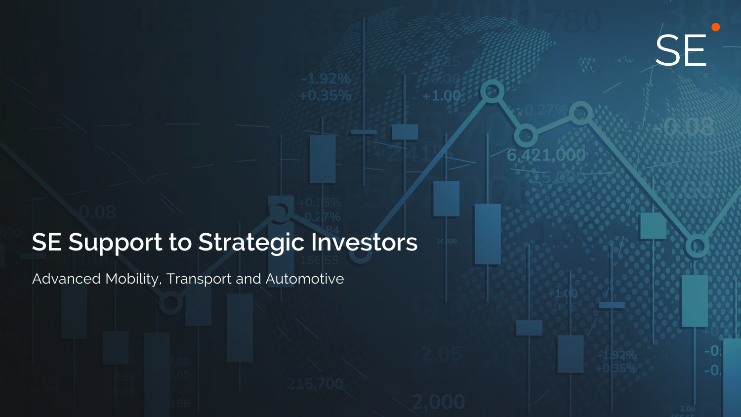SE

# SE Support to Strategic Investors

Advanced Mobility, Transport and Automotive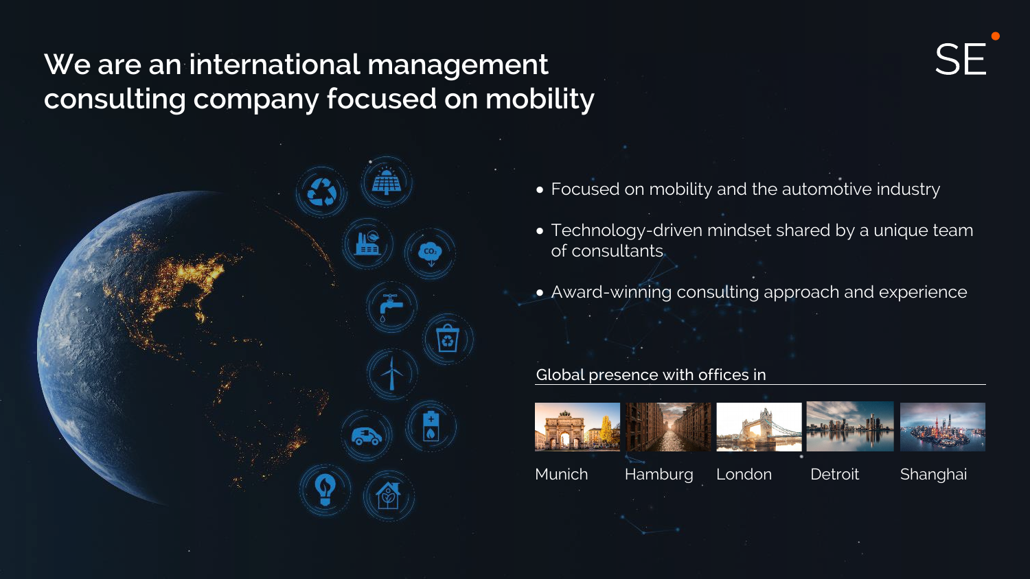# We are an international management consulting company focused on mobility

SE

- Focused on mobility and the automotive industry
- Technology-driven mindset shared by a unique team of consultants
- Award-winning consulting approach and experience

Global presence with offices in

Munich

Hamburg

London

Detroit

Shanghai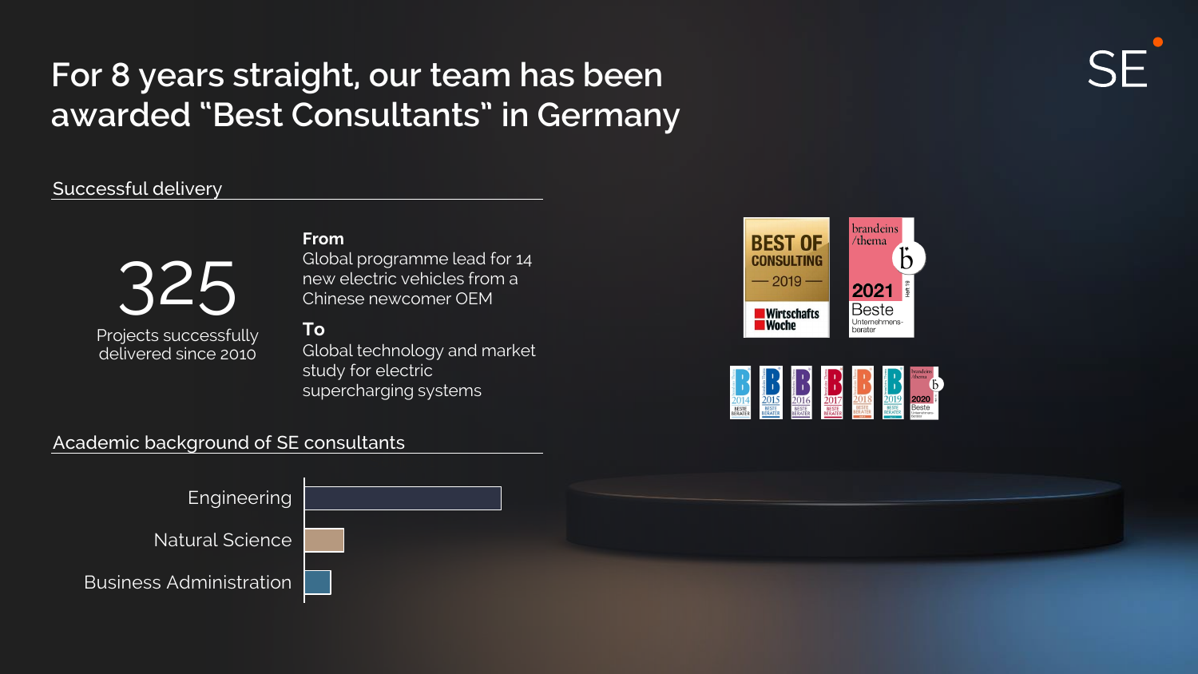# For 8 years straight, our team has been awarded "Best Consultants" in Germany

## Successful delivery

325

Projects successfully delivered since 2010

**From**
Global programme lead for 14 new electric vehicles from a Chinese newcomer OEM

**To**
Global technology and market study for electric supercharging systems

## Academic background of SE consultants

Engineering

Natural Science

Business Administration

BEST OF CONSULTING — 2019 — Wirtschafts Woche

brandeins /thema 2021 Beste Unternehmensberater

2014 BESTE BERATER
2015 BESTE BERATER
2016 BESTE BERATER
2017 BESTE BERATER
2018 BESTE BERATER
2019 BESTE BERATER
brandeins /thema 2020 Beste Unternehmensberater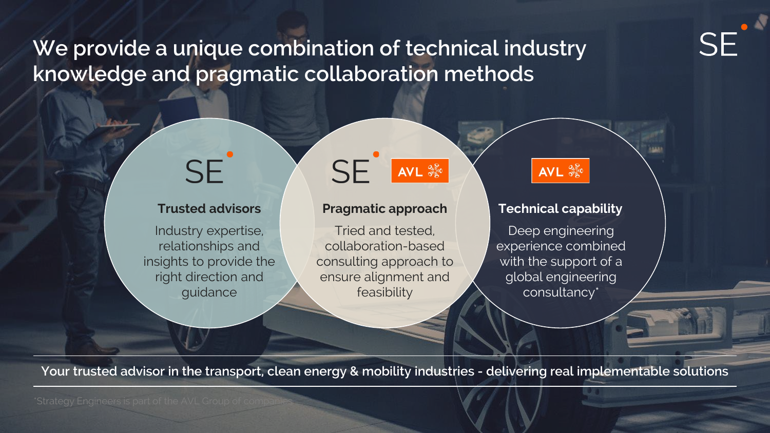# We provide a unique combination of technical industry knowledge and pragmatic collaboration methods

SE

### Trusted advisors

Industry expertise, relationships and insights to provide the right direction and guidance

SE AVL

### Pragmatic approach

Tried and tested, collaboration-based consulting approach to ensure alignment and feasibility

AVL

### Technical capability

Deep engineering experience combined with the support of a global engineering consultancy*

**Your trusted advisor in the transport, clean energy & mobility industries - delivering real implementable solutions**

*Strategy Engineers is part of the AVL Group of companies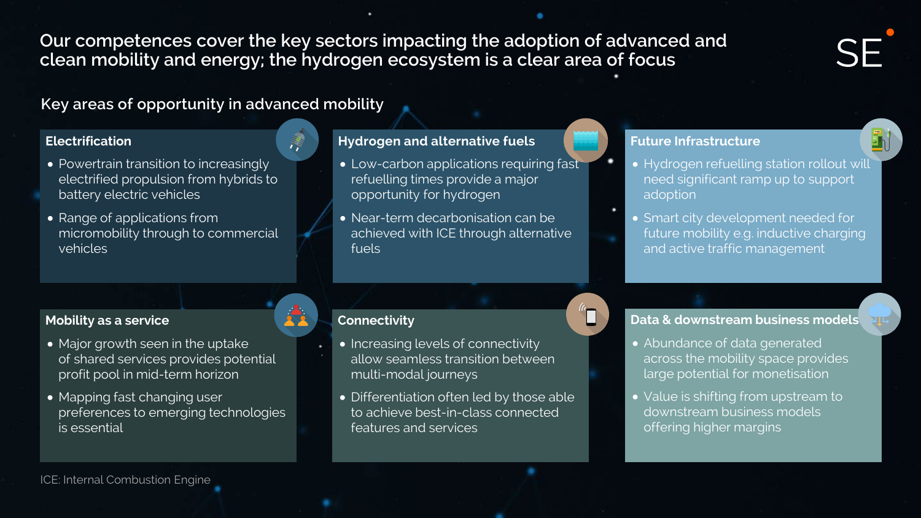# Our competences cover the key sectors impacting the adoption of advanced and clean mobility and energy; the hydrogen ecosystem is a clear area of focus

## Key areas of opportunity in advanced mobility

### Electrification

- Powertrain transition to increasingly electrified propulsion from hybrids to battery electric vehicles
- Range of applications from micromobility through to commercial vehicles

### Hydrogen and alternative fuels

- Low-carbon applications requiring fast refuelling times provide a major opportunity for hydrogen
- Near-term decarbonisation can be achieved with ICE through alternative fuels

### Future Infrastructure

- Hydrogen refuelling station rollout will need significant ramp up to support adoption
- Smart city development needed for future mobility e.g. inductive charging and active traffic management

### Mobility as a service

- Major growth seen in the uptake of shared services provides potential profit pool in mid-term horizon
- Mapping fast changing user preferences to emerging technologies is essential

### Connectivity

- Increasing levels of connectivity allow seamless transition between multi-modal journeys
- Differentiation often led by those able to achieve best-in-class connected features and services

### Data & downstream business models

- Abundance of data generated across the mobility space provides large potential for monetisation
- Value is shifting from upstream to downstream business models offering higher margins

ICE: Internal Combustion Engine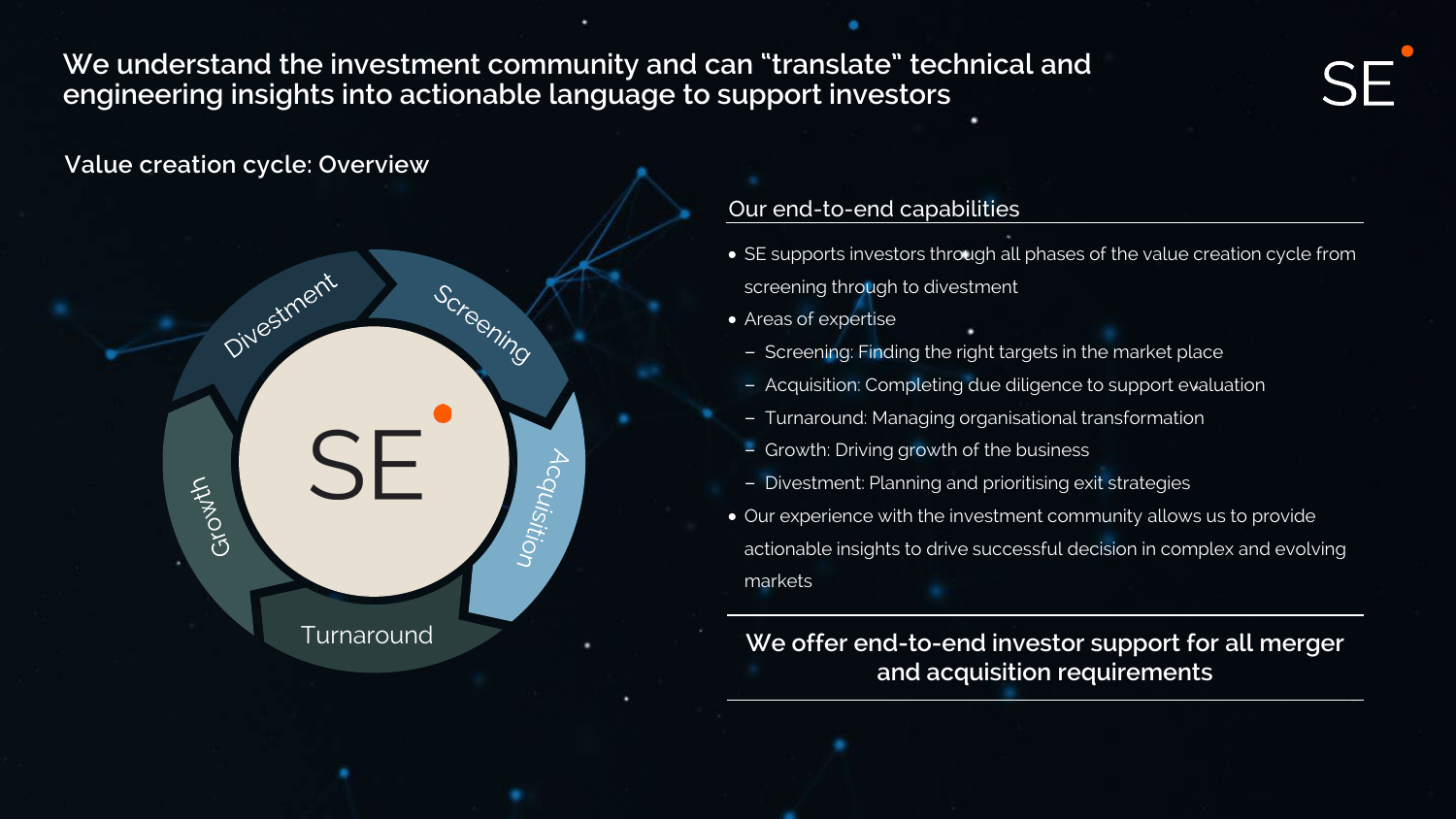# We understand the investment community and can "translate" technical and engineering insights into actionable language to support investors

SE

## Value creation cycle: Overview

Divestment
Screening
Acquisition
Turnaround
Growth
SE

### Our end-to-end capabilities

- SE supports investors through all phases of the value creation cycle from screening through to divestment
- Areas of expertise
  - Screening: Finding the right targets in the market place
  - Acquisition: Completing due diligence to support evaluation
  - Turnaround: Managing organisational transformation
  - Growth: Driving growth of the business
  - Divestment: Planning and prioritising exit strategies
- Our experience with the investment community allows us to provide actionable insights to drive successful decision in complex and evolving markets

**We offer end-to-end investor support for all merger and acquisition requirements**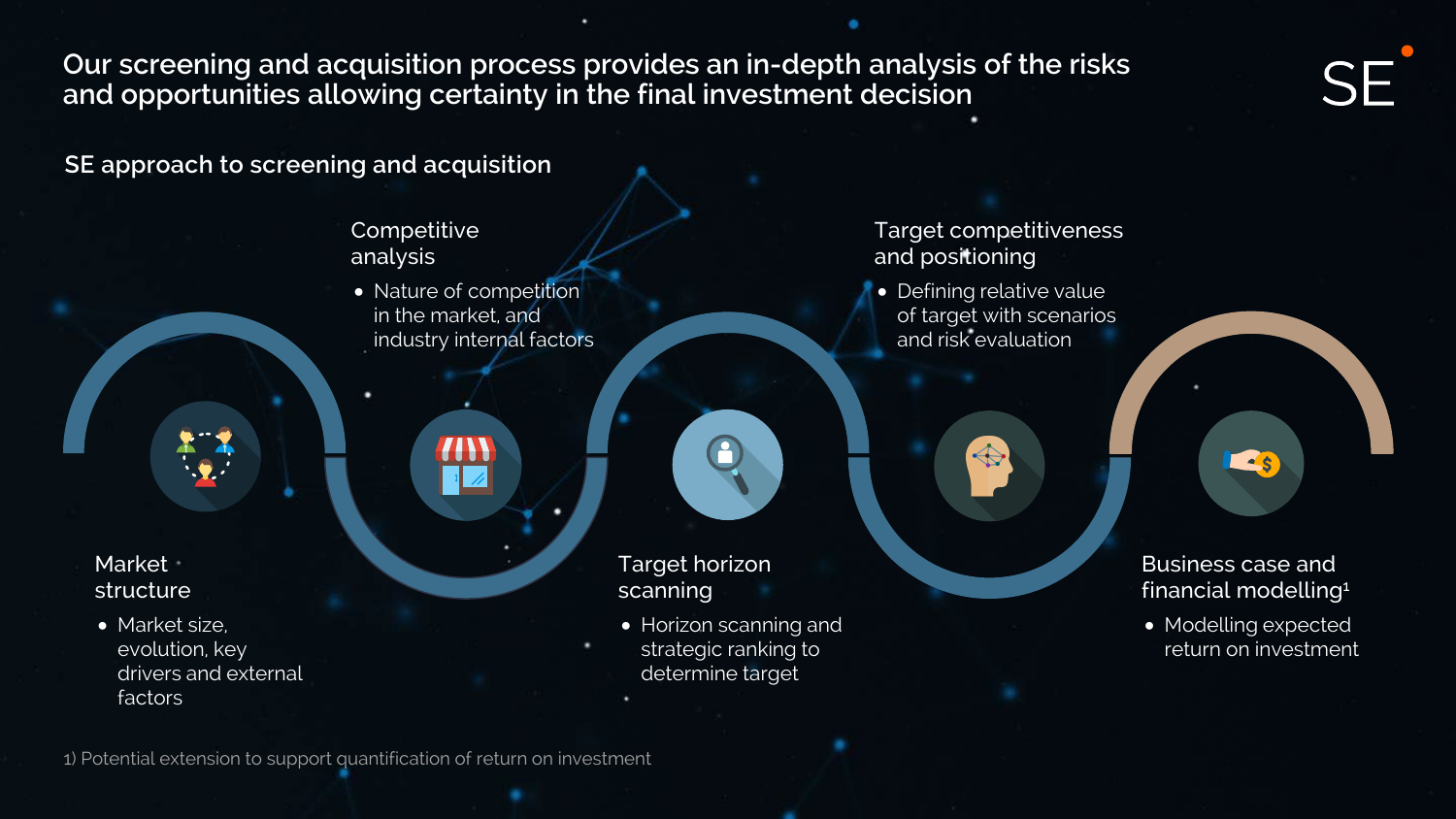# Our screening and acquisition process provides an in-depth analysis of the risks and opportunities allowing certainty in the final investment decision

SE

## SE approach to screening and acquisition

### Market structure

- Market size, evolution, key drivers and external factors

### Competitive analysis

- Nature of competition in the market, and industry internal factors

### Target horizon scanning

- Horizon scanning and strategic ranking to determine target

### Target competitiveness and positioning

- Defining relative value of target with scenarios and risk evaluation

### Business case and financial modelling[1]

- Modelling expected return on investment

1) Potential extension to support quantification of return on investment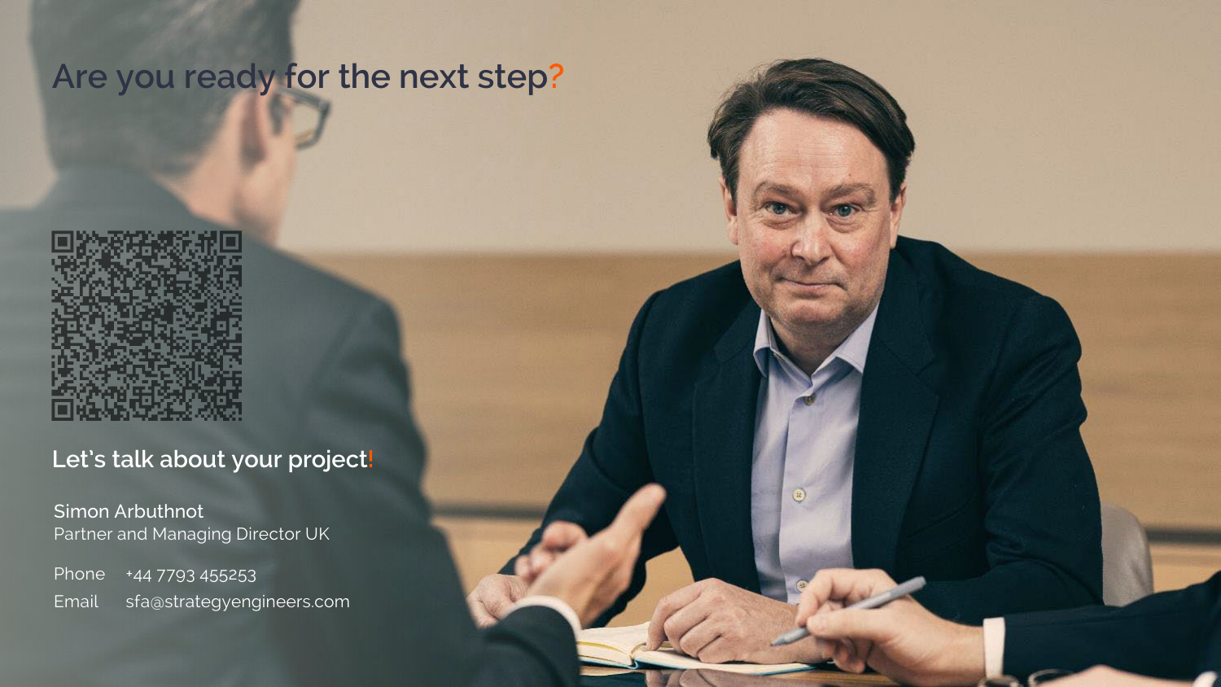# Are you ready for the next step?

## Let's talk about your project!

Simon Arbuthnot
Partner and Managing Director UK

Phone +44 7793 455253
Email sfa@strategyengineers.com